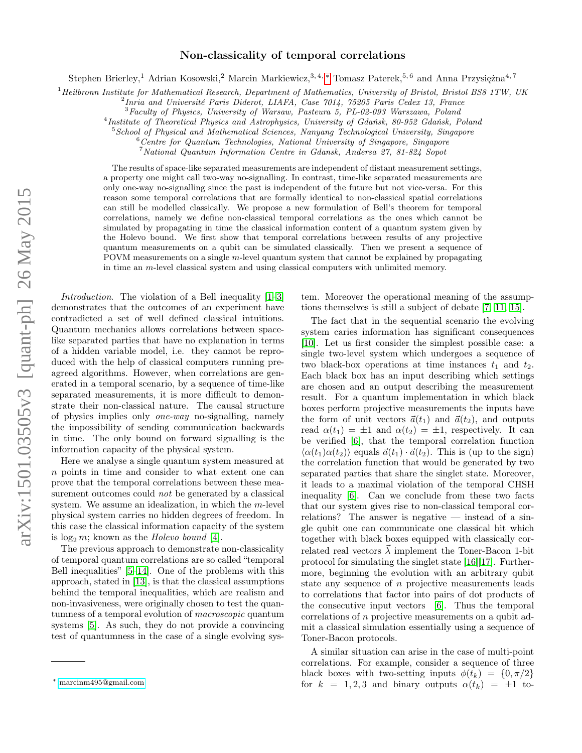# Non-classicality of temporal correlations

Stephen Brierley,[1] Adrian Kosowski,[2] Marcin Markiewicz,[3,4,*] Tomasz Paterek,[5,6] and Anna Przysiężna[4,7]

[1] Heilbronn Institute for Mathematical Research, Department of Mathematics, University of Bristol, Bristol BS8 1TW, UK
[2] Inria and Université Paris Diderot, LIAFA, Case 7014, 75205 Paris Cedex 13, France
[3] Faculty of Physics, University of Warsaw, Pasteura 5, PL-02-093 Warszawa, Poland
[4] Institute of Theoretical Physics and Astrophysics, University of Gdańsk, 80-952 Gdańsk, Poland
[5] School of Physical and Mathematical Sciences, Nanyang Technological University, Singapore
[6] Centre for Quantum Technologies, National University of Singapore, Singapore
[7] National Quantum Information Centre in Gdansk, Andersa 27, 81-824 Sopot

The results of space-like separated measurements are independent of distant measurement settings, a property one might call two-way no-signalling. In contrast, time-like separated measurements are only one-way no-signalling since the past is independent of the future but not vice-versa. For this reason some temporal correlations that are formally identical to non-classical spatial correlations can still be modelled classically. We propose a new formulation of Bell's theorem for temporal correlations, namely we define non-classical temporal correlations as the ones which cannot be simulated by propagating in time the classical information content of a quantum system given by the Holevo bound. We first show that temporal correlations between results of any projective quantum measurements on a qubit can be simulated classically. Then we present a sequence of POVM measurements on a single $m$-level quantum system that cannot be explained by propagating in time an $m$-level classical system and using classical computers with unlimited memory.

*Introduction*. The violation of a Bell inequality [1–3] demonstrates that the outcomes of an experiment have contradicted a set of well defined classical intuitions. Quantum mechanics allows correlations between space-like separated parties that have no explanation in terms of a hidden variable model, i.e. they cannot be reproduced with the help of classical computers running pre-agreed algorithms. However, when correlations are generated in a temporal scenario, by a sequence of time-like separated measurements, it is more difficult to demonstrate their non-classical nature. The causal structure of physics implies only *one-way* no-signalling, namely the impossibility of sending communication backwards in time. The only bound on forward signalling is the information capacity of the physical system.

Here we analyse a single quantum system measured at $n$ points in time and consider to what extent one can prove that the temporal correlations between these measurement outcomes could *not* be generated by a classical system. We assume an idealization, in which the $m$-level physical system carries no hidden degrees of freedom. In this case the classical information capacity of the system is $\log_2 m$; known as the *Holevo bound* [4].

The previous approach to demonstrate non-classicality of temporal quantum correlations are so called "temporal Bell inequalities" [5–14]. One of the problems with this approach, stated in [13], is that the classical assumptions behind the temporal inequalities, which are realism and non-invasiveness, were originally chosen to test the quantumness of a temporal evolution of *macroscopic* quantum systems [5]. As such, they do not provide a convincing test of quantumness in the case of a single evolving system. Moreover the operational meaning of the assumptions themselves is still a subject of debate [7, 11, 15].

The fact that in the sequential scenario the evolving system caries information has significant consequences [10]. Let us first consider the simplest possible case: a single two-level system which undergoes a sequence of two black-box operations at time instances $t_1$ and $t_2$. Each black box has an input describing which settings are chosen and an output describing the measurement result. For a quantum implementation in which black boxes perform projective measurements the inputs have the form of unit vectors $\vec{a}(t_1)$ and $\vec{a}(t_2)$, and outputs read $\alpha(t_1) = \pm 1$ and $\alpha(t_2) = \pm 1$, respectively. It can be verified [6], that the temporal correlation function $\langle \alpha(t_1)\alpha(t_2)\rangle$ equals $\vec{a}(t_1) \cdot \vec{a}(t_2)$. This is (up to the sign) the correlation function that would be generated by two separated parties that share the singlet state. Moreover, it leads to a maximal violation of the temporal CHSH inequality [6]. Can we conclude from these two facts that our system gives rise to non-classical temporal correlations? The answer is negative — instead of a single qubit one can communicate one classical bit which together with black boxes equipped with classically correlated real vectors $\vec{\lambda}$ implement the Toner-Bacon 1-bit protocol for simulating the singlet state [16][17]. Furthermore, beginning the evolution with an arbitrary qubit state any sequence of $n$ projective measurements leads to correlations that factor into pairs of dot products of the consecutive input vectors [6]. Thus the temporal correlations of $n$ projective measurements on a qubit admit a classical simulation essentially using a sequence of Toner-Bacon protocols.

A similar situation can arise in the case of multi-point correlations. For example, consider a sequence of three black boxes with two-setting inputs $\phi(t_k) = \{0, \pi/2\}$ for $k = 1, 2, 3$ and binary outputs $\alpha(t_k) = \pm 1$ to-

* marcinm495@gmail.com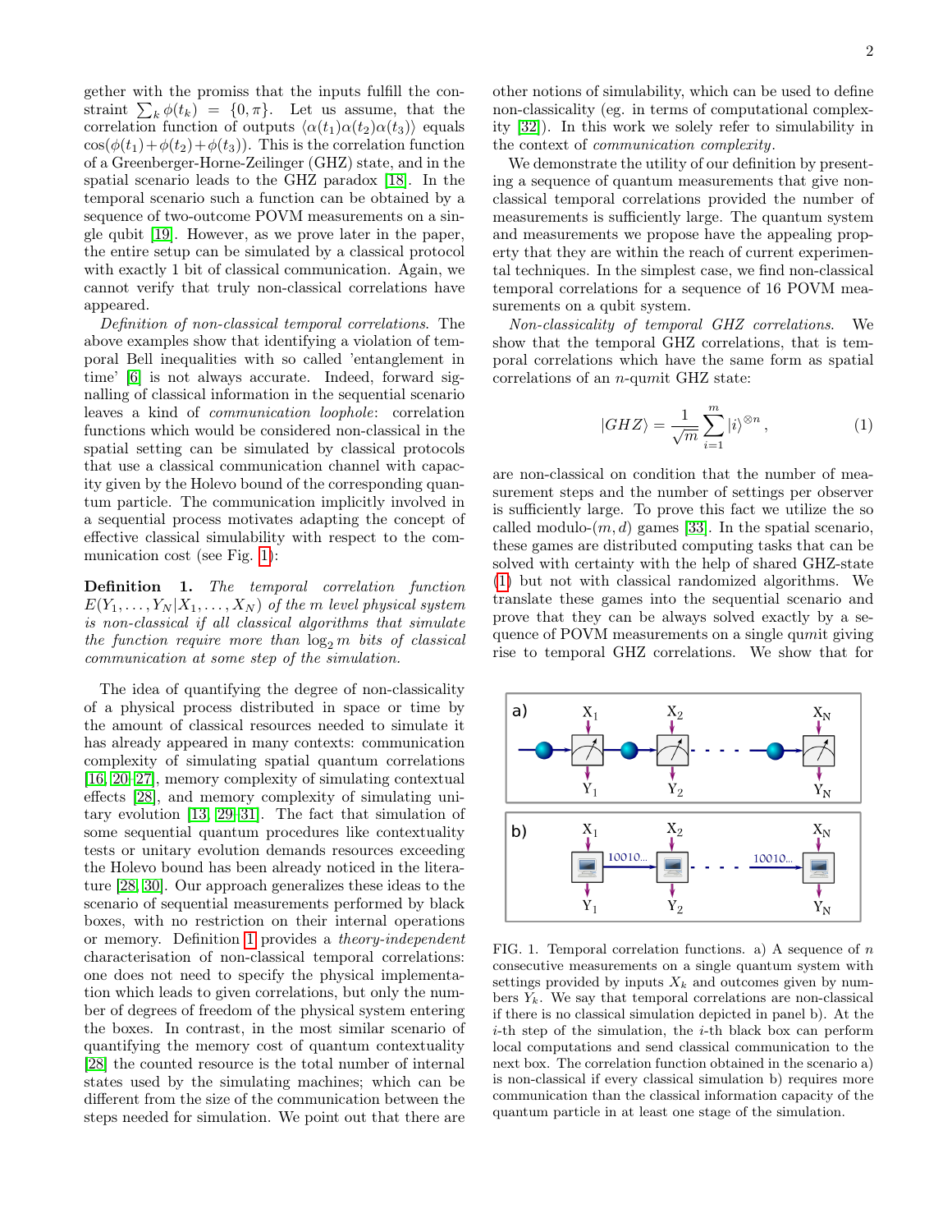gether with the promiss that the inputs fulfill the constraint $\sum_k \phi(t_k) = \{0, \pi\}$. Let us assume, that the correlation function of outputs $\langle\alpha(t_1)\alpha(t_2)\alpha(t_3)\rangle$ equals $\cos(\phi(t_1)+\phi(t_2)+\phi(t_3))$. This is the correlation function of a Greenberger-Horne-Zeilinger (GHZ) state, and in the spatial scenario leads to the GHZ paradox [18]. In the temporal scenario such a function can be obtained by a sequence of two-outcome POVM measurements on a single qubit [19]. However, as we prove later in the paper, the entire setup can be simulated by a classical protocol with exactly 1 bit of classical communication. Again, we cannot verify that truly non-classical correlations have appeared.

*Definition of non-classical temporal correlations.* The above examples show that identifying a violation of temporal Bell inequalities with so called 'entanglement in time' [6] is not always accurate. Indeed, forward signalling of classical information in the sequential scenario leaves a kind of *communication loophole*: correlation functions which would be considered non-classical in the spatial setting can be simulated by classical protocols that use a classical communication channel with capacity given by the Holevo bound of the corresponding quantum particle. The communication implicitly involved in a sequential process motivates adapting the concept of effective classical simulability with respect to the communication cost (see Fig. 1):

**Definition 1.** *The temporal correlation function $E(Y_1, \ldots, Y_N|X_1, \ldots, X_N)$ of the $m$ level physical system is non-classical if all classical algorithms that simulate the function require more than $\log_2 m$ bits of classical communication at some step of the simulation.*

The idea of quantifying the degree of non-classicality of a physical process distributed in space or time by the amount of classical resources needed to simulate it has already appeared in many contexts: communication complexity of simulating spatial quantum correlations [16, 20–27], memory complexity of simulating contextual effects [28], and memory complexity of simulating unitary evolution [13, 29–31]. The fact that simulation of some sequential quantum procedures like contextuality tests or unitary evolution demands resources exceeding the Holevo bound has been already noticed in the literature [28, 30]. Our approach generalizes these ideas to the scenario of sequential measurements performed by black boxes, with no restriction on their internal operations or memory. Definition 1 provides a *theory-independent* characterisation of non-classical temporal correlations: one does not need to specify the physical implementation which leads to given correlations, but only the number of degrees of freedom of the physical system entering the boxes. In contrast, in the most similar scenario of quantifying the memory cost of quantum contextuality [28] the counted resource is the total number of internal states used by the simulating machines; which can be different from the size of the communication between the steps needed for simulation. We point out that there are other notions of simulability, which can be used to define non-classicality (eg. in terms of computational complexity [32]). In this work we solely refer to simulability in the context of *communication complexity*.

We demonstrate the utility of our definition by presenting a sequence of quantum measurements that give non-classical temporal correlations provided the number of measurements is sufficiently large. The quantum system and measurements we propose have the appealing property that they are within the reach of current experimental techniques. In the simplest case, we find non-classical temporal correlations for a sequence of 16 POVM measurements on a qubit system.

*Non-classicality of temporal GHZ correlations.* We show that the temporal GHZ correlations, that is temporal correlations which have the same form as spatial correlations of an $n$-qu$m$it GHZ state:

$$|GHZ\rangle = \frac{1}{\sqrt{m}}\sum_{i=1}^{m}|i\rangle^{\otimes n}, \tag{1}$$

are non-classical on condition that the number of measurement steps and the number of settings per observer is sufficiently large. To prove this fact we utilize the so called modulo-$(m, d)$ games [33]. In the spatial scenario, these games are distributed computing tasks that can be solved with certainty with the help of shared GHZ-state (1) but not with classical randomized algorithms. We translate these games into the sequential scenario and prove that they can be always solved exactly by a sequence of POVM measurements on a single qu$m$it giving rise to temporal GHZ correlations. We show that for

a)
$X_1$ $X_2$ $X_N$
$Y_1$ $Y_2$ $Y_N$

b)
$X_1$ $X_2$ $X_N$
10010... 10010...
$Y_1$ $Y_2$ $Y_N$

FIG. 1. Temporal correlation functions. a) A sequence of $n$ consecutive measurements on a single quantum system with settings provided by inputs $X_k$ and outcomes given by numbers $Y_k$. We say that temporal correlations are non-classical if there is no classical simulation depicted in panel b). At the $i$-th step of the simulation, the $i$-th black box can perform local computations and send classical communication to the next box. The correlation function obtained in the scenario a) is non-classical if every classical simulation b) requires more communication than the classical information capacity of the quantum particle in at least one stage of the simulation.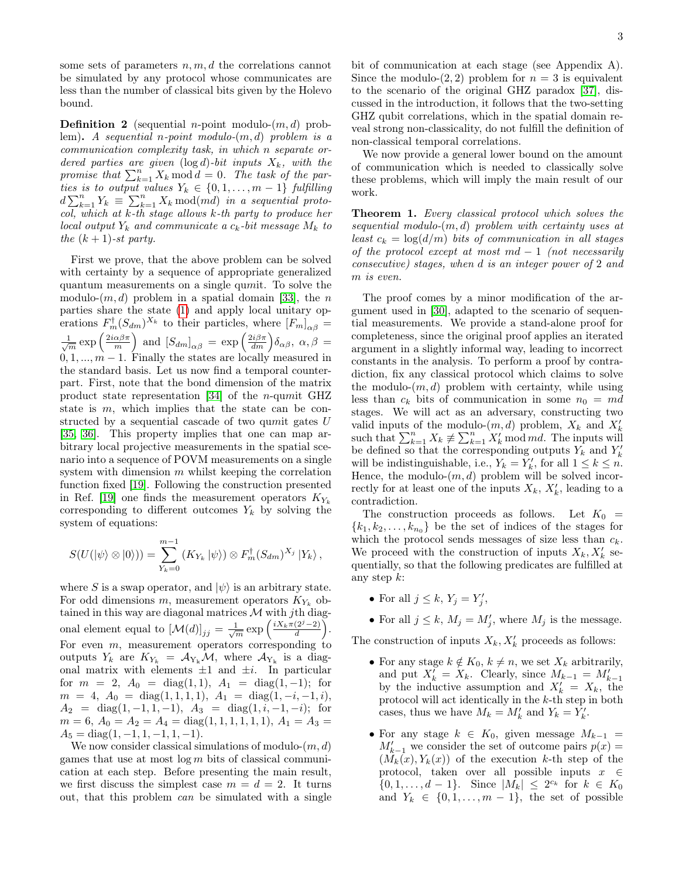some sets of parameters $n, m, d$ the correlations cannot be simulated by any protocol whose communicates are less than the number of classical bits given by the Holevo bound.

**Definition 2** (sequential $n$-point modulo-$(m, d)$ problem). *A sequential $n$-point modulo-$(m, d)$ problem is a communication complexity task, in which $n$ separate ordered parties are given $(\log d)$-bit inputs $X_k$, with the promise that $\sum_{k=1}^{n} X_k \bmod d = 0$. The task of the parties is to output values $Y_k \in \{0, 1, \ldots, m-1\}$ fulfilling $d \sum_{k=1}^{n} Y_k \equiv \sum_{k=1}^{n} X_k \bmod (md)$ in a sequential protocol, which at $k$-th stage allows $k$-th party to produce her local output $Y_k$ and communicate a $c_k$-bit message $M_k$ to the $(k+1)$-st party.*

First we prove, that the above problem can be solved with certainty by a sequence of appropriate generalized quantum measurements on a single qu$m$it. To solve the modulo-$(m, d)$ problem in a spatial domain [33], the $n$ parties share the state (1) and apply local unitary operations $F_m^{\dagger}(S_{dm})^{X_k}$ to their particles, where $[F_m]_{\alpha\beta} = \frac{1}{\sqrt{m}} \exp\left(\frac{2i\alpha\beta\pi}{m}\right)$ and $[S_{dm}]_{\alpha\beta} = \exp\left(\frac{2i\beta\pi}{dm}\right)\delta_{\alpha\beta}$, $\alpha, \beta = 0, 1, ..., m-1$. Finally the states are locally measured in the standard basis. Let us now find a temporal counterpart. First, note that the bond dimension of the matrix product state representation [34] of the $n$-qu$m$it GHZ state is $m$, which implies that the state can be constructed by a sequential cascade of two qu$m$it gates $U$ [35, 36]. This property implies that one can map arbitrary local projective measurements in the spatial scenario into a sequence of POVM measurements on a single system with dimension $m$ whilst keeping the correlation function fixed [19]. Following the construction presented in Ref. [19] one finds the measurement operators $K_{Y_k}$ corresponding to different outcomes $Y_k$ by solving the system of equations:

$$S(U(|\psi\rangle \otimes |0\rangle)) = \sum_{Y_k=0}^{m-1} (K_{Y_k} |\psi\rangle) \otimes F_m^{\dagger}(S_{dm})^{X_j} |Y_k\rangle,$$

where $S$ is a swap operator, and $|\psi\rangle$ is an arbitrary state. For odd dimensions $m$, measurement operators $K_{Y_k}$ obtained in this way are diagonal matrices $\mathcal{M}$ with $j$th diagonal element equal to $[\mathcal{M}(d)]_{jj} = \frac{1}{\sqrt{m}} \exp\left(\frac{iX_k\pi(2^j-2)}{d}\right)$. For even $m$, measurement operators corresponding to outputs $Y_k$ are $K_{Y_k} = \mathcal{A}_{Y_k}\mathcal{M}$, where $\mathcal{A}_{Y_k}$ is a diagonal matrix with elements $\pm 1$ and $\pm i$. In particular for $m = 2$, $A_0 = \text{diag}(1, 1)$, $A_1 = \text{diag}(1, -1)$; for $m = 4$, $A_0 = \text{diag}(1, 1, 1, 1)$, $A_1 = \text{diag}(1, -i, -1, i)$, $A_2 = \text{diag}(1, -1, 1, -1)$, $A_3 = \text{diag}(1, i, -1, -i)$; for $m = 6$, $A_0 = A_2 = A_4 = \text{diag}(1, 1, 1, 1, 1, 1)$, $A_1 = A_3 = A_5 = \text{diag}(1, -1, 1, -1, 1, -1)$.

We now consider classical simulations of modulo-$(m, d)$ games that use at most $\log m$ bits of classical communication at each step. Before presenting the main result, we first discuss the simplest case $m = d = 2$. It turns out, that this problem *can* be simulated with a single bit of communication at each stage (see Appendix A). Since the modulo-$(2, 2)$ problem for $n = 3$ is equivalent to the scenario of the original GHZ paradox [37], discussed in the introduction, it follows that the two-setting GHZ qubit correlations, which in the spatial domain reveal strong non-classicality, do not fulfill the definition of non-classical temporal correlations.

We now provide a general lower bound on the amount of communication which is needed to classically solve these problems, which will imply the main result of our work.

**Theorem 1.** *Every classical protocol which solves the sequential modulo-$(m, d)$ problem with certainty uses at least $c_k = \log(d/m)$ bits of communication in all stages of the protocol except at most $md - 1$ (not necessarily consecutive) stages, when $d$ is an integer power of 2 and $m$ is even.*

The proof comes by a minor modification of the argument used in [30], adapted to the scenario of sequential measurements. We provide a stand-alone proof for completeness, since the original proof applies an iterated argument in a slightly informal way, leading to incorrect constants in the analysis. To perform a proof by contradiction, fix any classical protocol which claims to solve the modulo-$(m, d)$ problem with certainty, while using less than $c_k$ bits of communication in some $n_0 = md$ stages. We will act as an adversary, constructing two valid inputs of the modulo-$(m, d)$ problem, $X_k$ and $X'_k$ such that $\sum_{k=1}^{n} X_k \not\equiv \sum_{k=1}^{n} X'_k \bmod md$. The inputs will be defined so that the corresponding outputs $Y_k$ and $Y'_k$ will be indistinguishable, i.e., $Y_k = Y'_k$, for all $1 \le k \le n$. Hence, the modulo-$(m, d)$ problem will be solved incorrectly for at least one of the inputs $X_k$, $X'_k$, leading to a contradiction.

The construction proceeds as follows. Let $K_0 = \{k_1, k_2, \ldots, k_{n_0}\}$ be the set of indices of the stages for which the protocol sends messages of size less than $c_k$. We proceed with the construction of inputs $X_k, X'_k$ sequentially, so that the following predicates are fulfilled at any step $k$:

- For all $j \le k$, $Y_j = Y'_j$,
- For all $j \le k$, $M_j = M'_j$, where $M_j$ is the message.

The construction of inputs $X_k, X'_k$ proceeds as follows:

- For any stage $k \notin K_0$, $k \neq n$, we set $X_k$ arbitrarily, and put $X'_k = X_k$. Clearly, since $M_{k-1} = M'_{k-1}$ by the inductive assumption and $X'_k = X_k$, the protocol will act identically in the $k$-th step in both cases, thus we have $M_k = M'_k$ and $Y_k = Y'_k$.
- For any stage $k \in K_0$, given message $M_{k-1} = M'_{k-1}$ we consider the set of outcome pairs $p(x) = (M_k(x), Y_k(x))$ of the execution $k$-th step of the protocol, taken over all possible inputs $x \in \{0, 1, \ldots, d-1\}$. Since $|M_k| \le 2^{c_k}$ for $k \in K_0$ and $Y_k \in \{0, 1, \ldots, m-1\}$, the set of possible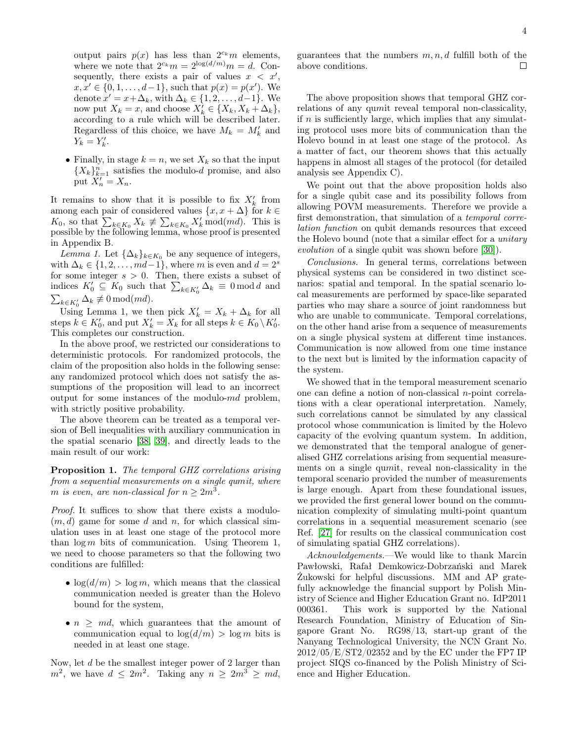output pairs $p(x)$ has less than $2^{c_k}m$ elements, where we note that $2^{c_k}m = 2^{\log(d/m)}m = d$. Consequently, there exists a pair of values $x < x'$, $x, x' \in \{0, 1, \ldots, d-1\}$, such that $p(x) = p(x')$. We denote $x' = x + \Delta_k$, with $\Delta_k \in \{1, 2, \ldots, d-1\}$. We now put $X_k = x$, and choose $X'_k \in \{X_k, X_k + \Delta_k\}$, according to a rule which will be described later. Regardless of this choice, we have $M_k = M'_k$ and $Y_k = Y'_k$.

- Finally, in stage $k = n$, we set $X_k$ so that the input $\{X_k\}_{k=1}^n$ satisfies the modulo-$d$ promise, and also put $X'_n = X_n$.

It remains to show that it is possible to fix $X'_k$ from among each pair of considered values $\{x, x + \Delta\}$ for $k \in K_0$, so that $\sum_{k \in K_0} X_k \not\equiv \sum_{k \in K_0} X'_k \bmod (md)$. This is possible by the following lemma, whose proof is presented in Appendix B.

*Lemma 1.* Let $\{\Delta_k\}_{k \in K_0}$ be any sequence of integers, with $\Delta_k \in \{1, 2, \ldots, md-1\}$, where $m$ is even and $d = 2^s$ for some integer $s > 0$. Then, there exists a subset of indices $K'_0 \subseteq K_0$ such that $\sum_{k \in K'_0} \Delta_k \equiv 0 \bmod d$ and $\sum_{k \in K'_0} \Delta_k \not\equiv 0 \bmod (md)$.

Using Lemma 1, we then pick $X'_k = X_k + \Delta_k$ for all steps $k \in K'_0$, and put $X'_k = X_k$ for all steps $k \in K_0 \setminus K'_0$. This completes our construction.

In the above proof, we restricted our considerations to deterministic protocols. For randomized protocols, the claim of the proposition also holds in the following sense: any randomized protocol which does not satisfy the assumptions of the proposition will lead to an incorrect output for some instances of the modulo-$md$ problem, with strictly positive probability.

The above theorem can be treated as a temporal version of Bell inequalities with auxiliary communication in the spatial scenario [38, 39], and directly leads to the main result of our work:

**Proposition 1.** *The temporal GHZ correlations arising from a sequential measurements on a single qumit, where $m$ is even, are non-classical for $n \geq 2m^3$.*

*Proof.* It suffices to show that there exists a modulo-$(m, d)$ game for some $d$ and $n$, for which classical simulation uses in at least one stage of the protocol more than $\log m$ bits of communication. Using Theorem 1, we need to choose parameters so that the following two conditions are fulfilled:

- $\log(d/m) > \log m$, which means that the classical communication needed is greater than the Holevo bound for the system,
- $n \geq md$, which guarantees that the amount of communication equal to $\log(d/m) > \log m$ bits is needed in at least one stage.

Now, let $d$ be the smallest integer power of 2 larger than $m^2$, we have $d \leq 2m^2$. Taking any $n \geq 2m^3 \geq md$, guarantees that the numbers $m, n, d$ fulfill both of the above conditions. □

The above proposition shows that temporal GHZ correlations of any qu*m*it reveal temporal non-classicality, if $n$ is sufficiently large, which implies that any simulating protocol uses more bits of communication than the Holevo bound in at least one stage of the protocol. As a matter of fact, our theorem shows that this actually happens in almost all stages of the protocol (for detailed analysis see Appendix C).

We point out that the above proposition holds also for a single qubit case and its possibility follows from allowing POVM measurements. Therefore we provide a first demonstration, that simulation of a *temporal correlation function* on qubit demands resources that exceed the Holevo bound (note that a similar effect for a *unitary evolution* of a single qubit was shown before [30]).

*Conclusions.* In general terms, correlations between physical systems can be considered in two distinct scenarios: spatial and temporal. In the spatial scenario local measurements are performed by space-like separated parties who may share a source of joint randomness but who are unable to communicate. Temporal correlations, on the other hand arise from a sequence of measurements on a single physical system at different time instances. Communication is now allowed from one time instance to the next but is limited by the information capacity of the system.

We showed that in the temporal measurement scenario one can define a notion of non-classical $n$-point correlations with a clear operational interpretation. Namely, such correlations cannot be simulated by any classical protocol whose communication is limited by the Holevo capacity of the evolving quantum system. In addition, we demonstrated that the temporal analogue of generalised GHZ correlations arising from sequential measurements on a single qu*m*it, reveal non-classicality in the temporal scenario provided the number of measurements is large enough. Apart from these foundational issues, we provided the first general lower bound on the communication complexity of simulating multi-point quantum correlations in a sequential measurement scenario (see Ref. [27] for results on the classical communication cost of simulating spatial GHZ correlations).

*Acknowledgements.*—We would like to thank Marcin Pawłowski, Rafał Demkowicz-Dobrzański and Marek Żukowski for helpful discussions. MM and AP gratefully acknowledge the financial support by Polish Ministry of Science and Higher Education Grant no. IdP2011 000361. This work is supported by the National Research Foundation, Ministry of Education of Singapore Grant No. RG98/13, start-up grant of the Nanyang Technological University, the NCN Grant No. 2012/05/E/ST2/02352 and by the EC under the FP7 IP project SIQS co-financed by the Polish Ministry of Science and Higher Education.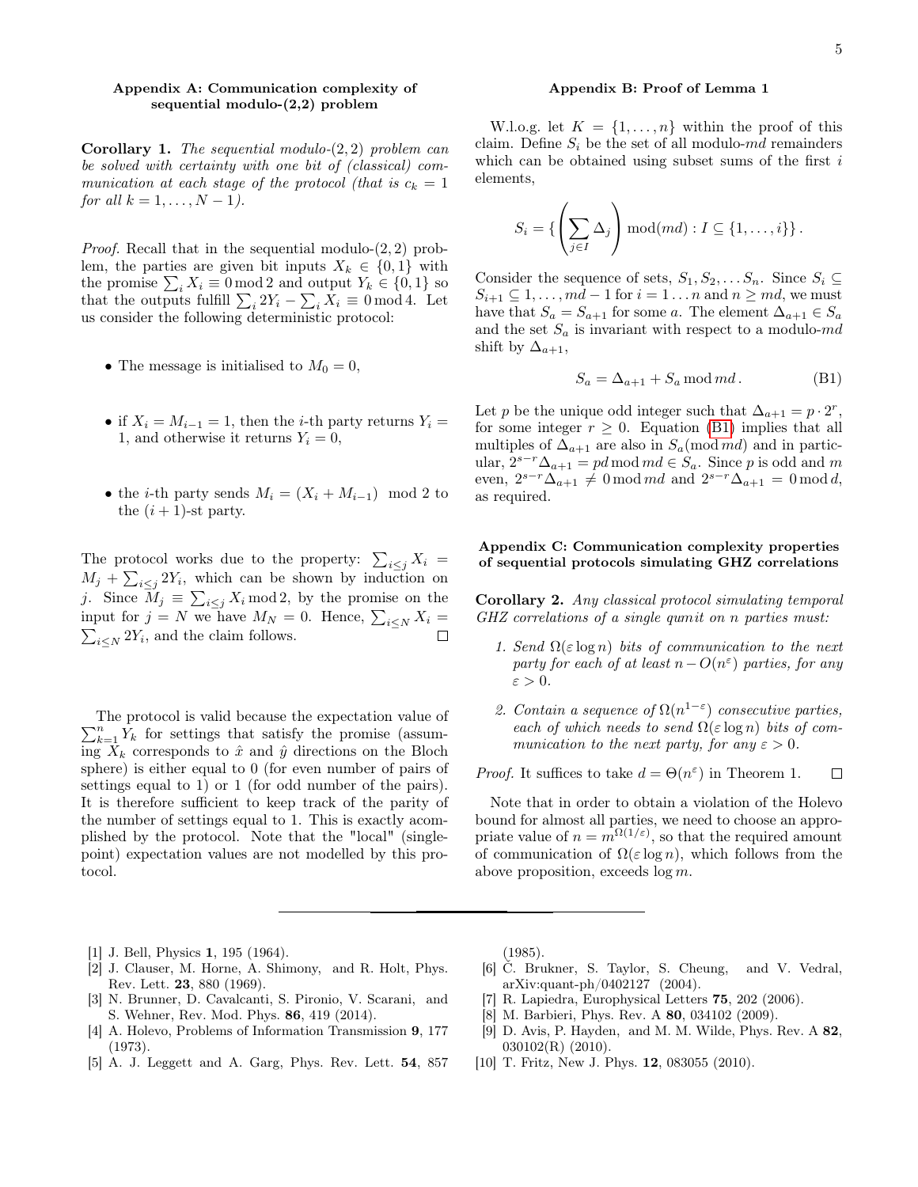## Appendix A: Communication complexity of sequential modulo-(2,2) problem

**Corollary 1.** *The sequential modulo-$(2,2)$ problem can be solved with certainty with one bit of (classical) communication at each stage of the protocol (that is $c_k = 1$ for all $k = 1, \ldots, N-1$).*

*Proof.* Recall that in the sequential modulo-$(2,2)$ problem, the parties are given bit inputs $X_k \in \{0,1\}$ with the promise $\sum_i X_i \equiv 0 \bmod 2$ and output $Y_k \in \{0,1\}$ so that the outputs fulfill $\sum_i 2Y_i - \sum_i X_i \equiv 0 \bmod 4$. Let us consider the following deterministic protocol:

- The message is initialised to $M_0 = 0$,
- if $X_i = M_{i-1} = 1$, then the $i$-th party returns $Y_i = 1$, and otherwise it returns $Y_i = 0$,
- the $i$-th party sends $M_i = (X_i + M_{i-1}) \mod 2$ to the $(i+1)$-st party.

The protocol works due to the property: $\sum_{i\leq j} X_i = M_j + \sum_{i\leq j} 2Y_i$, which can be shown by induction on $j$. Since $M_j \equiv \sum_{i\leq j} X_i \bmod 2$, by the promise on the input for $j = N$ we have $M_N = 0$. Hence, $\sum_{i\leq N} X_i = \sum_{i\leq N} 2Y_i$, and the claim follows. □

The protocol is valid because the expectation value of $\sum_{k=1}^{n} Y_k$ for settings that satisfy the promise (assuming $X_k$ corresponds to $\hat{x}$ and $\hat{y}$ directions on the Bloch sphere) is either equal to 0 (for even number of pairs of settings equal to 1) or 1 (for odd number of the pairs). It is therefore sufficient to keep track of the parity of the number of settings equal to 1. This is exactly acomplished by the protocol. Note that the "local" (single-point) expectation values are not modelled by this protocol.

## Appendix B: Proof of Lemma 1

W.l.o.g. let $K = \{1, \ldots, n\}$ within the proof of this claim. Define $S_i$ be the set of all modulo-$md$ remainders which can be obtained using subset sums of the first $i$ elements,

$$S_i = \{ \left( \sum_{j\in I} \Delta_j \right) \mathrm{mod}(md) : I \subseteq \{1, \ldots, i\} \} .$$

Consider the sequence of sets, $S_1, S_2, \ldots S_n$. Since $S_i \subseteq S_{i+1} \subseteq 1, \ldots, md-1$ for $i = 1 \ldots n$ and $n \geq md$, we must have that $S_a = S_{a+1}$ for some $a$. The element $\Delta_{a+1} \in S_a$ and the set $S_a$ is invariant with respect to a modulo-$md$ shift by $\Delta_{a+1}$,

$$S_a = \Delta_{a+1} + S_a \bmod md . \tag{B1}$$

Let $p$ be the unique odd integer such that $\Delta_{a+1} = p \cdot 2^r$, for some integer $r \geq 0$. Equation (B1) implies that all multiples of $\Delta_{a+1}$ are also in $S_a (\bmod md)$ and in particular, $2^{s-r}\Delta_{a+1} = pd \bmod md \in S_a$. Since $p$ is odd and $m$ even, $2^{s-r}\Delta_{a+1} \neq 0 \bmod md$ and $2^{s-r}\Delta_{a+1} = 0 \bmod d$, as required.

## Appendix C: Communication complexity properties of sequential protocols simulating GHZ correlations

**Corollary 2.** *Any classical protocol simulating temporal GHZ correlations of a single qumit on $n$ parties must:*

1. *Send $\Omega(\varepsilon \log n)$ bits of communication to the next party for each of at least $n - O(n^{\varepsilon})$ parties, for any $\varepsilon > 0$.*
2. *Contain a sequence of $\Omega(n^{1-\varepsilon})$ consecutive parties, each of which needs to send $\Omega(\varepsilon \log n)$ bits of communication to the next party, for any $\varepsilon > 0$.*

*Proof.* It suffices to take $d = \Theta(n^{\varepsilon})$ in Theorem 1. □

Note that in order to obtain a violation of the Holevo bound for almost all parties, we need to choose an appropriate value of $n = m^{\Omega(1/\varepsilon)}$, so that the required amount of communication of $\Omega(\varepsilon \log n)$, which follows from the above proposition, exceeds $\log m$.

---

[1] J. Bell, Physics **1**, 195 (1964).
[2] J. Clauser, M. Horne, A. Shimony, and R. Holt, Phys. Rev. Lett. **23**, 880 (1969).
[3] N. Brunner, D. Cavalcanti, S. Pironio, V. Scarani, and S. Wehner, Rev. Mod. Phys. **86**, 419 (2014).
[4] A. Holevo, Problems of Information Transmission **9**, 177 (1973).
[5] A. J. Leggett and A. Garg, Phys. Rev. Lett. **54**, 857 (1985).
[6] Č. Brukner, S. Taylor, S. Cheung, and V. Vedral, arXiv:quant-ph/0402127 (2004).
[7] R. Lapiedra, Europhysical Letters **75**, 202 (2006).
[8] M. Barbieri, Phys. Rev. A **80**, 034102 (2009).
[9] D. Avis, P. Hayden, and M. M. Wilde, Phys. Rev. A **82**, 030102(R) (2010).
[10] T. Fritz, New J. Phys. **12**, 083055 (2010).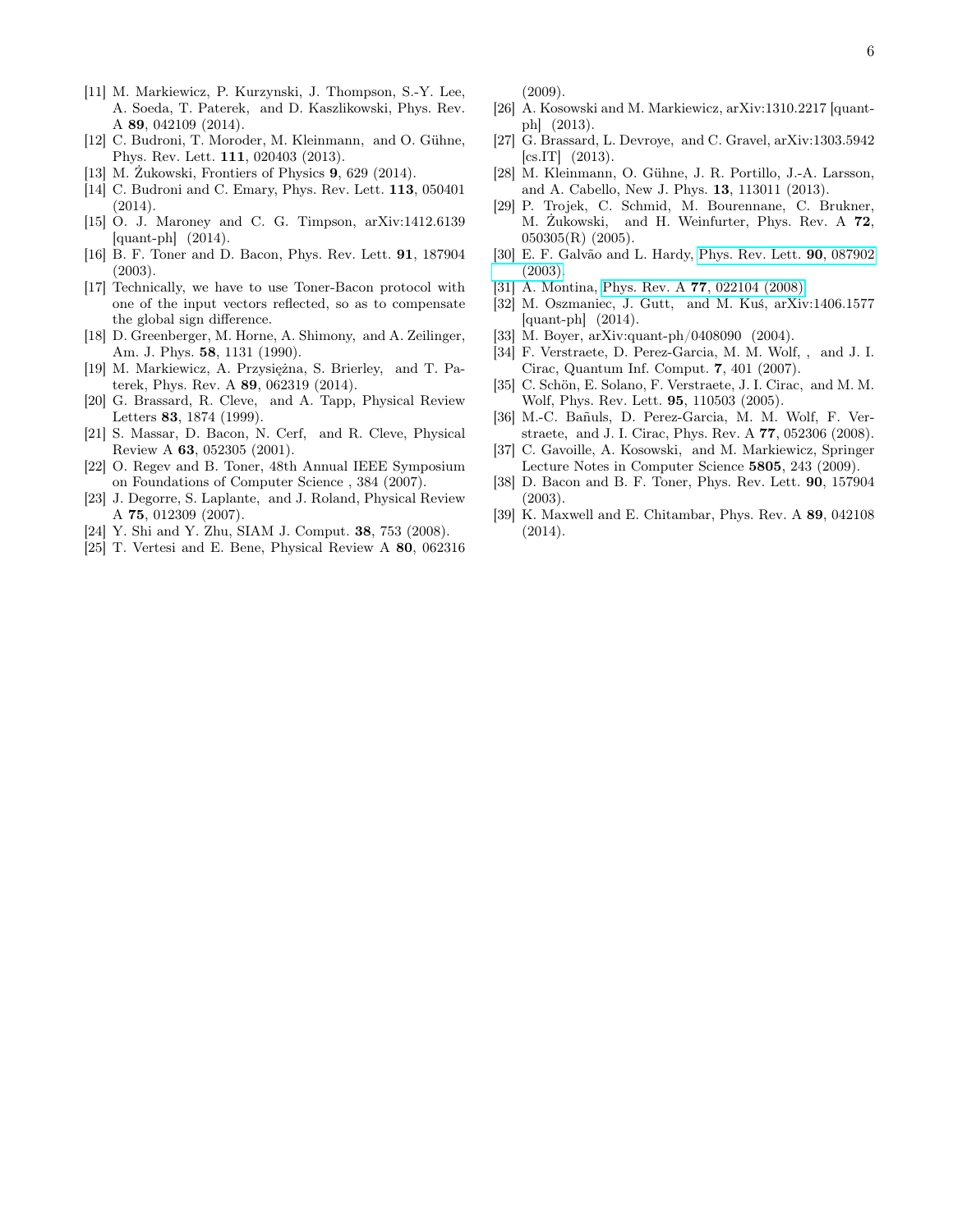[11] M. Markiewicz, P. Kurzynski, J. Thompson, S.-Y. Lee, A. Soeda, T. Paterek, and D. Kaszlikowski, Phys. Rev. A **89**, 042109 (2014).

[12] C. Budroni, T. Moroder, M. Kleinmann, and O. Gühne, Phys. Rev. Lett. **111**, 020403 (2013).

[13] M. Żukowski, Frontiers of Physics **9**, 629 (2014).

[14] C. Budroni and C. Emary, Phys. Rev. Lett. **113**, 050401 (2014).

[15] O. J. Maroney and C. G. Timpson, arXiv:1412.6139 [quant-ph] (2014).

[16] B. F. Toner and D. Bacon, Phys. Rev. Lett. **91**, 187904 (2003).

[17] Technically, we have to use Toner-Bacon protocol with one of the input vectors reflected, so as to compensate the global sign difference.

[18] D. Greenberger, M. Horne, A. Shimony, and A. Zeilinger, Am. J. Phys. **58**, 1131 (1990).

[19] M. Markiewicz, A. Przysiężna, S. Brierley, and T. Paterek, Phys. Rev. A **89**, 062319 (2014).

[20] G. Brassard, R. Cleve, and A. Tapp, Physical Review Letters **83**, 1874 (1999).

[21] S. Massar, D. Bacon, N. Cerf, and R. Cleve, Physical Review A **63**, 052305 (2001).

[22] O. Regev and B. Toner, 48th Annual IEEE Symposium on Foundations of Computer Science , 384 (2007).

[23] J. Degorre, S. Laplante, and J. Roland, Physical Review A **75**, 012309 (2007).

[24] Y. Shi and Y. Zhu, SIAM J. Comput. **38**, 753 (2008).

[25] T. Vertesi and E. Bene, Physical Review A **80**, 062316 (2009).

[26] A. Kosowski and M. Markiewicz, arXiv:1310.2217 [quant-ph] (2013).

[27] G. Brassard, L. Devroye, and C. Gravel, arXiv:1303.5942 [cs.IT] (2013).

[28] M. Kleinmann, O. Gühne, J. R. Portillo, J.-A. Larsson, and A. Cabello, New J. Phys. **13**, 113011 (2013).

[29] P. Trojek, C. Schmid, M. Bourennane, C. Brukner, M. Żukowski, and H. Weinfurter, Phys. Rev. A **72**, 050305(R) (2005).

[30] E. F. Galvão and L. Hardy, Phys. Rev. Lett. **90**, 087902 (2003).

[31] A. Montina, Phys. Rev. A **77**, 022104 (2008).

[32] M. Oszmaniec, J. Gutt, and M. Kuś, arXiv:1406.1577 [quant-ph] (2014).

[33] M. Boyer, arXiv:quant-ph/0408090 (2004).

[34] F. Verstraete, D. Perez-Garcia, M. M. Wolf, , and J. I. Cirac, Quantum Inf. Comput. **7**, 401 (2007).

[35] C. Schön, E. Solano, F. Verstraete, J. I. Cirac, and M. M. Wolf, Phys. Rev. Lett. **95**, 110503 (2005).

[36] M.-C. Bañuls, D. Perez-Garcia, M. M. Wolf, F. Verstraete, and J. I. Cirac, Phys. Rev. A **77**, 052306 (2008).

[37] C. Gavoille, A. Kosowski, and M. Markiewicz, Springer Lecture Notes in Computer Science **5805**, 243 (2009).

[38] D. Bacon and B. F. Toner, Phys. Rev. Lett. **90**, 157904 (2003).

[39] K. Maxwell and E. Chitambar, Phys. Rev. A **89**, 042108 (2014).